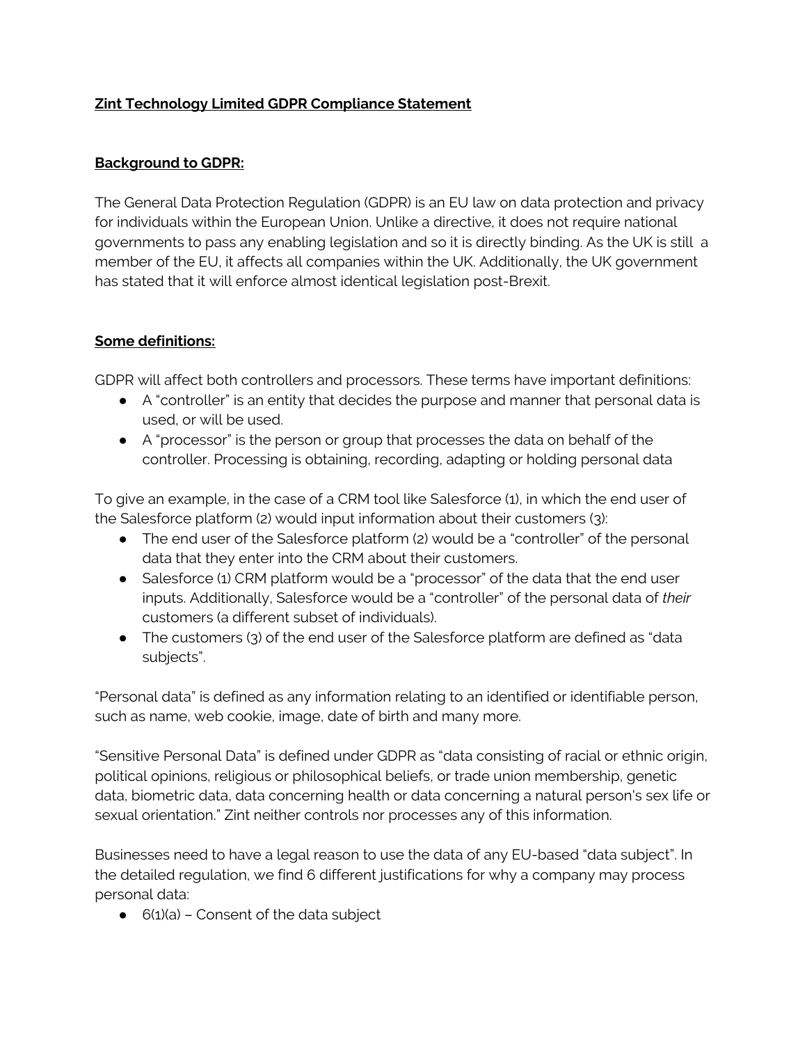**Zint Technology Limited GDPR Compliance Statement**

**Background to GDPR:**

The General Data Protection Regulation (GDPR) is an EU law on data protection and privacy for individuals within the European Union. Unlike a directive, it does not require national governments to pass any enabling legislation and so it is directly binding. As the UK is still a member of the EU, it affects all companies within the UK. Additionally, the UK government has stated that it will enforce almost identical legislation post-Brexit.

**Some definitions:**

GDPR will affect both controllers and processors. These terms have important definitions:

- A "controller" is an entity that decides the purpose and manner that personal data is used, or will be used.
- A "processor" is the person or group that processes the data on behalf of the controller. Processing is obtaining, recording, adapting or holding personal data

To give an example, in the case of a CRM tool like Salesforce (1), in which the end user of the Salesforce platform (2) would input information about their customers (3):

- The end user of the Salesforce platform (2) would be a "controller" of the personal data that they enter into the CRM about their customers.
- Salesforce (1) CRM platform would be a "processor" of the data that the end user inputs. Additionally, Salesforce would be a "controller" of the personal data of *their* customers (a different subset of individuals).
- The customers (3) of the end user of the Salesforce platform are defined as "data subjects".

"Personal data" is defined as any information relating to an identified or identifiable person, such as name, web cookie, image, date of birth and many more.

"Sensitive Personal Data" is defined under GDPR as "data consisting of racial or ethnic origin, political opinions, religious or philosophical beliefs, or trade union membership, genetic data, biometric data, data concerning health or data concerning a natural person's sex life or sexual orientation." Zint neither controls nor processes any of this information.

Businesses need to have a legal reason to use the data of any EU-based "data subject". In the detailed regulation, we find 6 different justifications for why a company may process personal data:

- 6(1)(a) – Consent of the data subject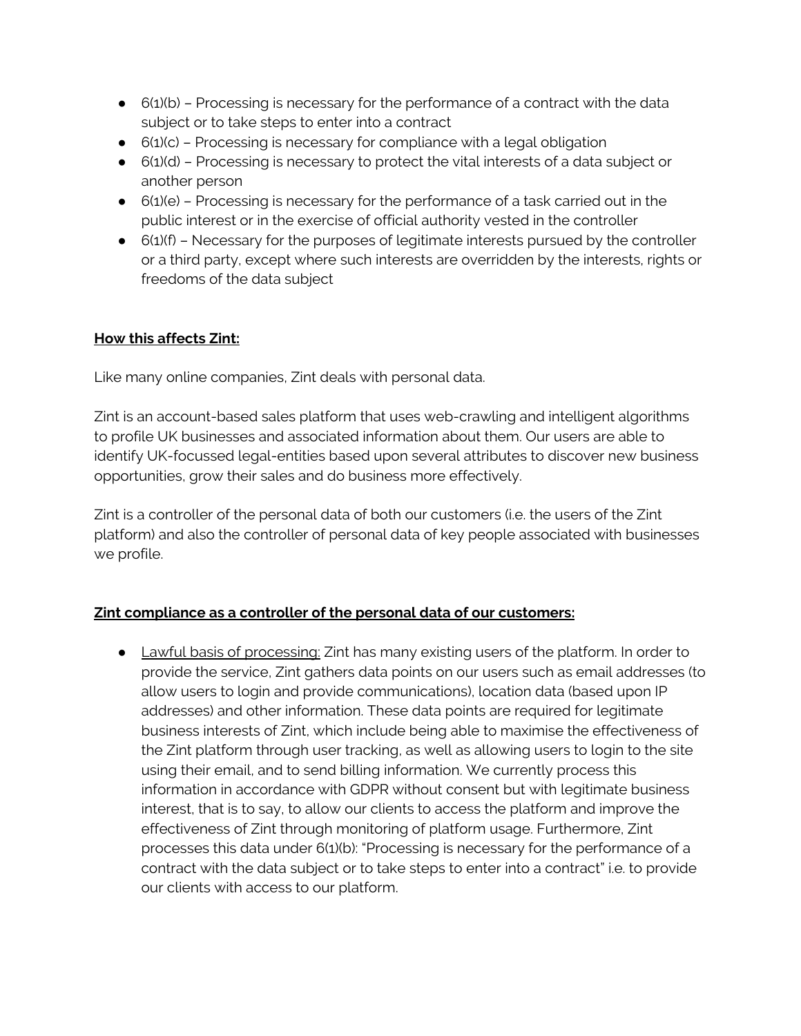- 6(1)(b) – Processing is necessary for the performance of a contract with the data subject or to take steps to enter into a contract
- 6(1)(c) – Processing is necessary for compliance with a legal obligation
- 6(1)(d) – Processing is necessary to protect the vital interests of a data subject or another person
- 6(1)(e) – Processing is necessary for the performance of a task carried out in the public interest or in the exercise of official authority vested in the controller
- 6(1)(f) – Necessary for the purposes of legitimate interests pursued by the controller or a third party, except where such interests are overridden by the interests, rights or freedoms of the data subject

**How this affects Zint:**

Like many online companies, Zint deals with personal data.

Zint is an account-based sales platform that uses web-crawling and intelligent algorithms to profile UK businesses and associated information about them. Our users are able to identify UK-focussed legal-entities based upon several attributes to discover new business opportunities, grow their sales and do business more effectively.

Zint is a controller of the personal data of both our customers (i.e. the users of the Zint platform) and also the controller of personal data of key people associated with businesses we profile.

**Zint compliance as a controller of the personal data of our customers:**

- Lawful basis of processing: Zint has many existing users of the platform. In order to provide the service, Zint gathers data points on our users such as email addresses (to allow users to login and provide communications), location data (based upon IP addresses) and other information. These data points are required for legitimate business interests of Zint, which include being able to maximise the effectiveness of the Zint platform through user tracking, as well as allowing users to login to the site using their email, and to send billing information. We currently process this information in accordance with GDPR without consent but with legitimate business interest, that is to say, to allow our clients to access the platform and improve the effectiveness of Zint through monitoring of platform usage. Furthermore, Zint processes this data under 6(1)(b): "Processing is necessary for the performance of a contract with the data subject or to take steps to enter into a contract" i.e. to provide our clients with access to our platform.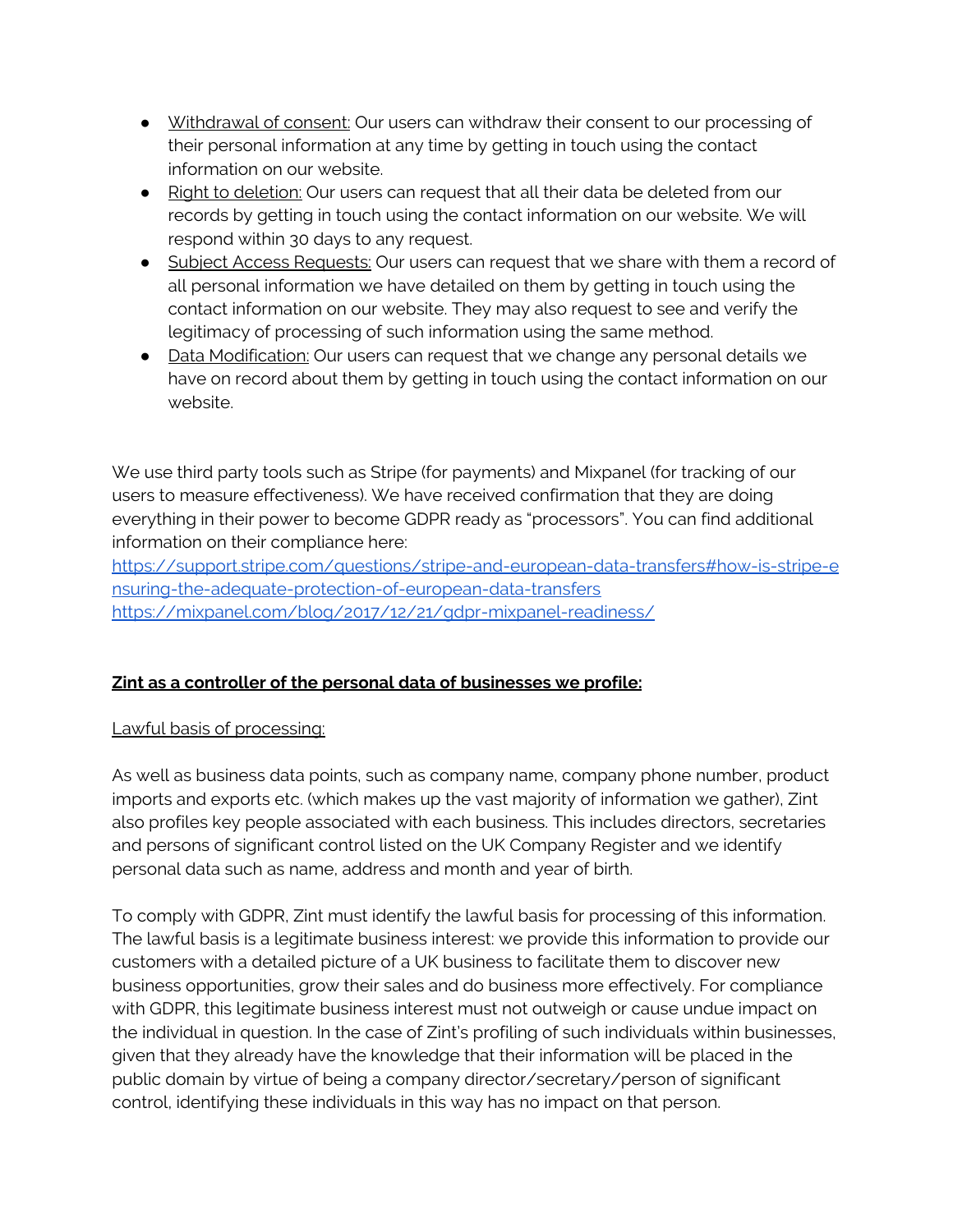- Withdrawal of consent: Our users can withdraw their consent to our processing of their personal information at any time by getting in touch using the contact information on our website.
- Right to deletion: Our users can request that all their data be deleted from our records by getting in touch using the contact information on our website. We will respond within 30 days to any request.
- Subject Access Requests: Our users can request that we share with them a record of all personal information we have detailed on them by getting in touch using the contact information on our website. They may also request to see and verify the legitimacy of processing of such information using the same method.
- Data Modification: Our users can request that we change any personal details we have on record about them by getting in touch using the contact information on our website.

We use third party tools such as Stripe (for payments) and Mixpanel (for tracking of our users to measure effectiveness). We have received confirmation that they are doing everything in their power to become GDPR ready as "processors". You can find additional information on their compliance here:
https://support.stripe.com/questions/stripe-and-european-data-transfers#how-is-stripe-ensuring-the-adequate-protection-of-european-data-transfers
https://mixpanel.com/blog/2017/12/21/gdpr-mixpanel-readiness/

**Zint as a controller of the personal data of businesses we profile:**

Lawful basis of processing:

As well as business data points, such as company name, company phone number, product imports and exports etc. (which makes up the vast majority of information we gather), Zint also profiles key people associated with each business. This includes directors, secretaries and persons of significant control listed on the UK Company Register and we identify personal data such as name, address and month and year of birth.

To comply with GDPR, Zint must identify the lawful basis for processing of this information. The lawful basis is a legitimate business interest: we provide this information to provide our customers with a detailed picture of a UK business to facilitate them to discover new business opportunities, grow their sales and do business more effectively. For compliance with GDPR, this legitimate business interest must not outweigh or cause undue impact on the individual in question. In the case of Zint's profiling of such individuals within businesses, given that they already have the knowledge that their information will be placed in the public domain by virtue of being a company director/secretary/person of significant control, identifying these individuals in this way has no impact on that person.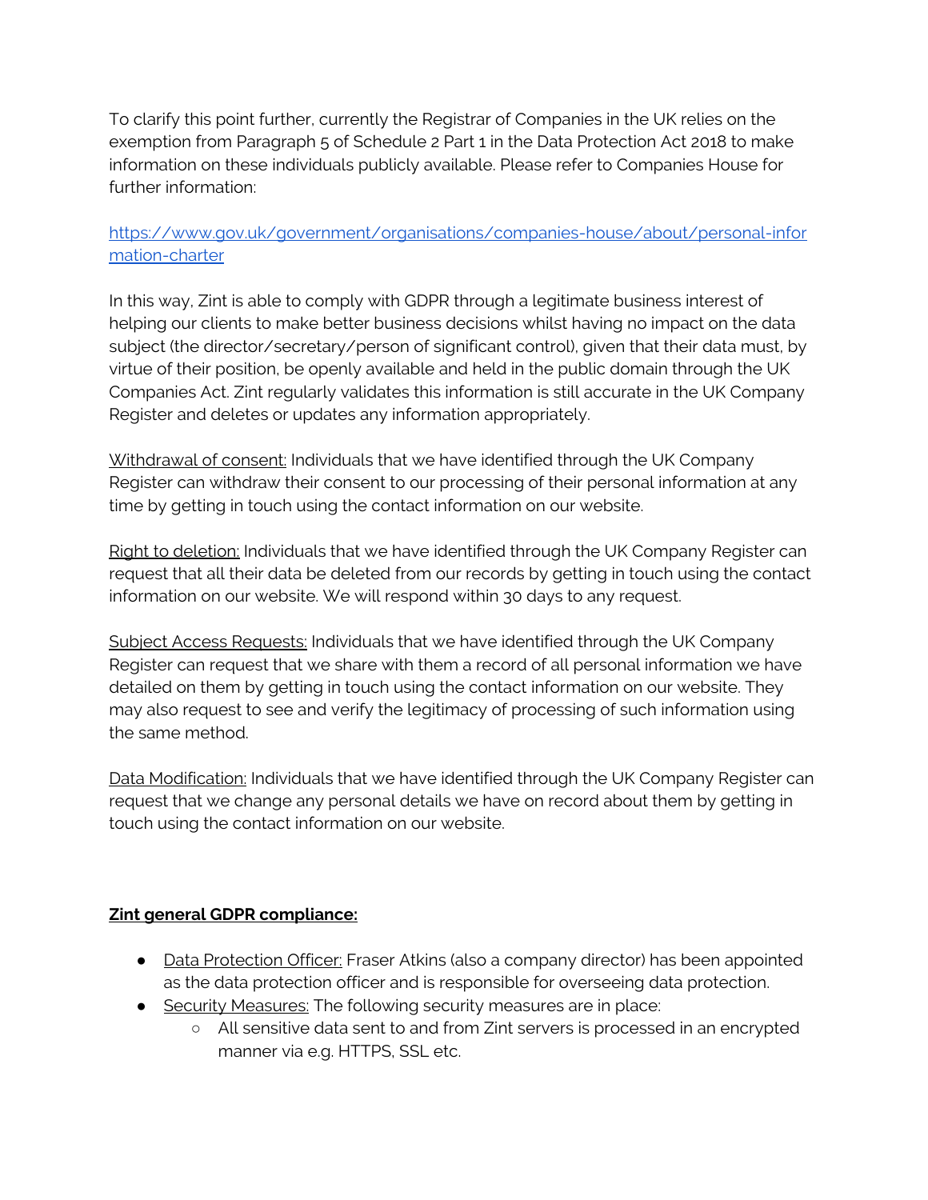To clarify this point further, currently the Registrar of Companies in the UK relies on the exemption from Paragraph 5 of Schedule 2 Part 1 in the Data Protection Act 2018 to make information on these individuals publicly available. Please refer to Companies House for further information:

[https://www.gov.uk/government/organisations/companies-house/about/personal-information-charter](https://www.gov.uk/government/organisations/companies-house/about/personal-information-charter)

In this way, Zint is able to comply with GDPR through a legitimate business interest of helping our clients to make better business decisions whilst having no impact on the data subject (the director/secretary/person of significant control), given that their data must, by virtue of their position, be openly available and held in the public domain through the UK Companies Act. Zint regularly validates this information is still accurate in the UK Company Register and deletes or updates any information appropriately.

<u>Withdrawal of consent:</u> Individuals that we have identified through the UK Company Register can withdraw their consent to our processing of their personal information at any time by getting in touch using the contact information on our website.

<u>Right to deletion:</u> Individuals that we have identified through the UK Company Register can request that all their data be deleted from our records by getting in touch using the contact information on our website. We will respond within 30 days to any request.

<u>Subject Access Requests:</u> Individuals that we have identified through the UK Company Register can request that we share with them a record of all personal information we have detailed on them by getting in touch using the contact information on our website. They may also request to see and verify the legitimacy of processing of such information using the same method.

<u>Data Modification:</u> Individuals that we have identified through the UK Company Register can request that we change any personal details we have on record about them by getting in touch using the contact information on our website.

**<u>Zint general GDPR compliance:</u>**

- <u>Data Protection Officer:</u> Fraser Atkins (also a company director) has been appointed as the data protection officer and is responsible for overseeing data protection.
- <u>Security Measures:</u> The following security measures are in place:
  - All sensitive data sent to and from Zint servers is processed in an encrypted manner via e.g. HTTPS, SSL etc.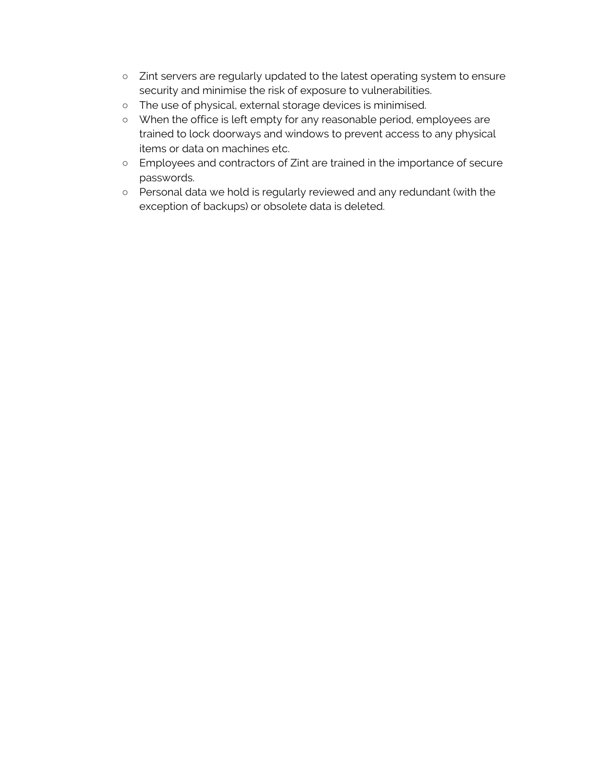- Zint servers are regularly updated to the latest operating system to ensure security and minimise the risk of exposure to vulnerabilities.
- The use of physical, external storage devices is minimised.
- When the office is left empty for any reasonable period, employees are trained to lock doorways and windows to prevent access to any physical items or data on machines etc.
- Employees and contractors of Zint are trained in the importance of secure passwords.
- Personal data we hold is regularly reviewed and any redundant (with the exception of backups) or obsolete data is deleted.